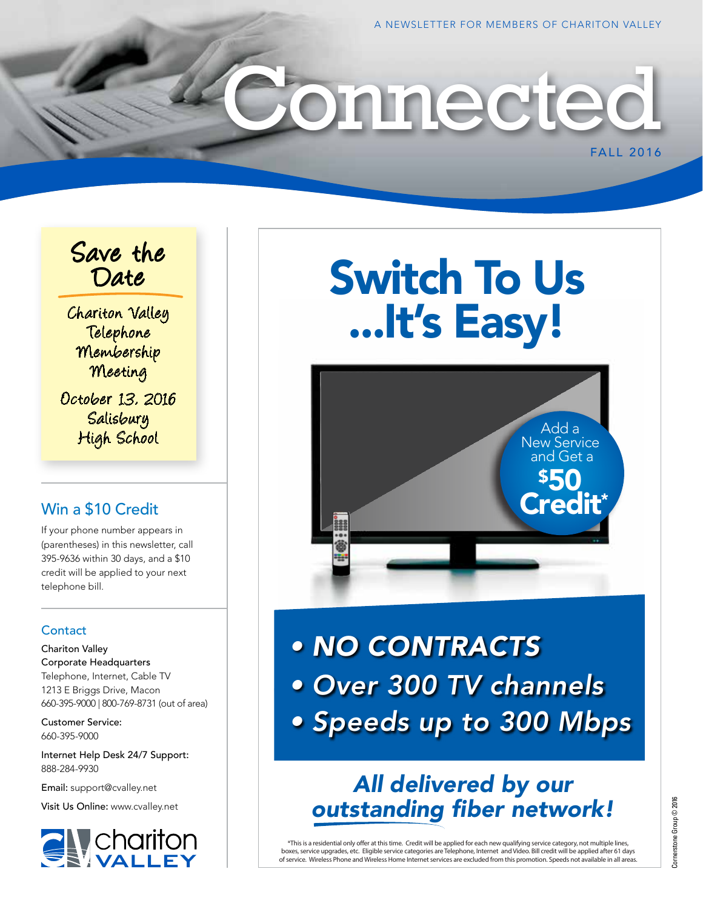A NEWSLETTER FOR MEMBERS OF CHARITON VALLEY

# Connected

FALL 2016

## Save the Date

Chariton Valley Telephone Membership Meeting

October 13, 2016
Salisbury High School

## Win a $10 Credit

If your phone number appears in (parentheses) in this newsletter, call 395-9636 within 30 days, and a $10 credit will be applied to your next telephone bill.

## Contact

Chariton Valley
Corporate Headquarters
Telephone, Internet, Cable TV
1213 E Briggs Drive, Macon
660-395-9000 | 800-769-8731 (out of area)

Customer Service:
660-395-9000

Internet Help Desk 24/7 Support:
888-284-9930

Email: support@cvalley.net

Visit Us Online: www.cvalley.net

chariton VALLEY

# Switch To Us ...It's Easy!

Add a New Service and Get a $50 Credit*

- *NO CONTRACTS*
- *Over 300 TV channels*
- *Speeds up to 300 Mbps*

*All delivered by our outstanding fiber network!*

*This is a residential only offer at this time. Credit will be applied for each new qualifying service category, not multiple lines, boxes, service upgrades, etc. Eligible service categories are Telephone, Internet and Video. Bill credit will be applied after 61 days of service. Wireless Phone and Wireless Home Internet services are excluded from this promotion. Speeds not available in all areas.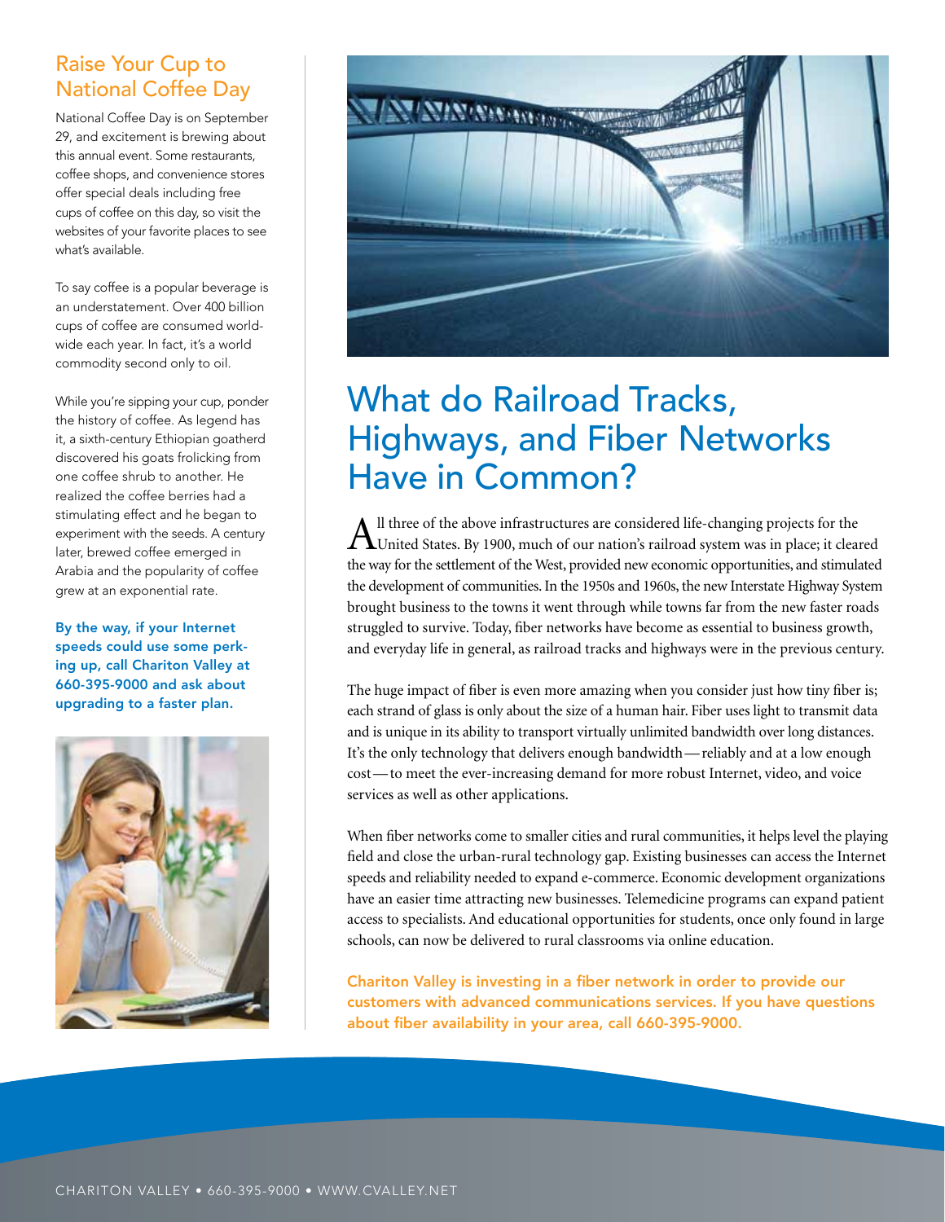## Raise Your Cup to National Coffee Day

National Coffee Day is on September 29, and excitement is brewing about this annual event. Some restaurants, coffee shops, and convenience stores offer special deals including free cups of coffee on this day, so visit the websites of your favorite places to see what's available.

To say coffee is a popular beverage is an understatement. Over 400 billion cups of coffee are consumed worldwide each year. In fact, it's a world commodity second only to oil.

While you're sipping your cup, ponder the history of coffee. As legend has it, a sixth-century Ethiopian goatherd discovered his goats frolicking from one coffee shrub to another. He realized the coffee berries had a stimulating effect and he began to experiment with the seeds. A century later, brewed coffee emerged in Arabia and the popularity of coffee grew at an exponential rate.

**By the way, if your Internet speeds could use some perking up, call Chariton Valley at 660-395-9000 and ask about upgrading to a faster plan.**

# What do Railroad Tracks, Highways, and Fiber Networks Have in Common?

All three of the above infrastructures are considered life-changing projects for the United States. By 1900, much of our nation's railroad system was in place; it cleared the way for the settlement of the West, provided new economic opportunities, and stimulated the development of communities. In the 1950s and 1960s, the new Interstate Highway System brought business to the towns it went through while towns far from the new faster roads struggled to survive. Today, fiber networks have become as essential to business growth, and everyday life in general, as railroad tracks and highways were in the previous century.

The huge impact of fiber is even more amazing when you consider just how tiny fiber is; each strand of glass is only about the size of a human hair. Fiber uses light to transmit data and is unique in its ability to transport virtually unlimited bandwidth over long distances. It's the only technology that delivers enough bandwidth—reliably and at a low enough cost—to meet the ever-increasing demand for more robust Internet, video, and voice services as well as other applications.

When fiber networks come to smaller cities and rural communities, it helps level the playing field and close the urban-rural technology gap. Existing businesses can access the Internet speeds and reliability needed to expand e-commerce. Economic development organizations have an easier time attracting new businesses. Telemedicine programs can expand patient access to specialists. And educational opportunities for students, once only found in large schools, can now be delivered to rural classrooms via online education.

**Chariton Valley is investing in a fiber network in order to provide our customers with advanced communications services. If you have questions about fiber availability in your area, call 660-395-9000.**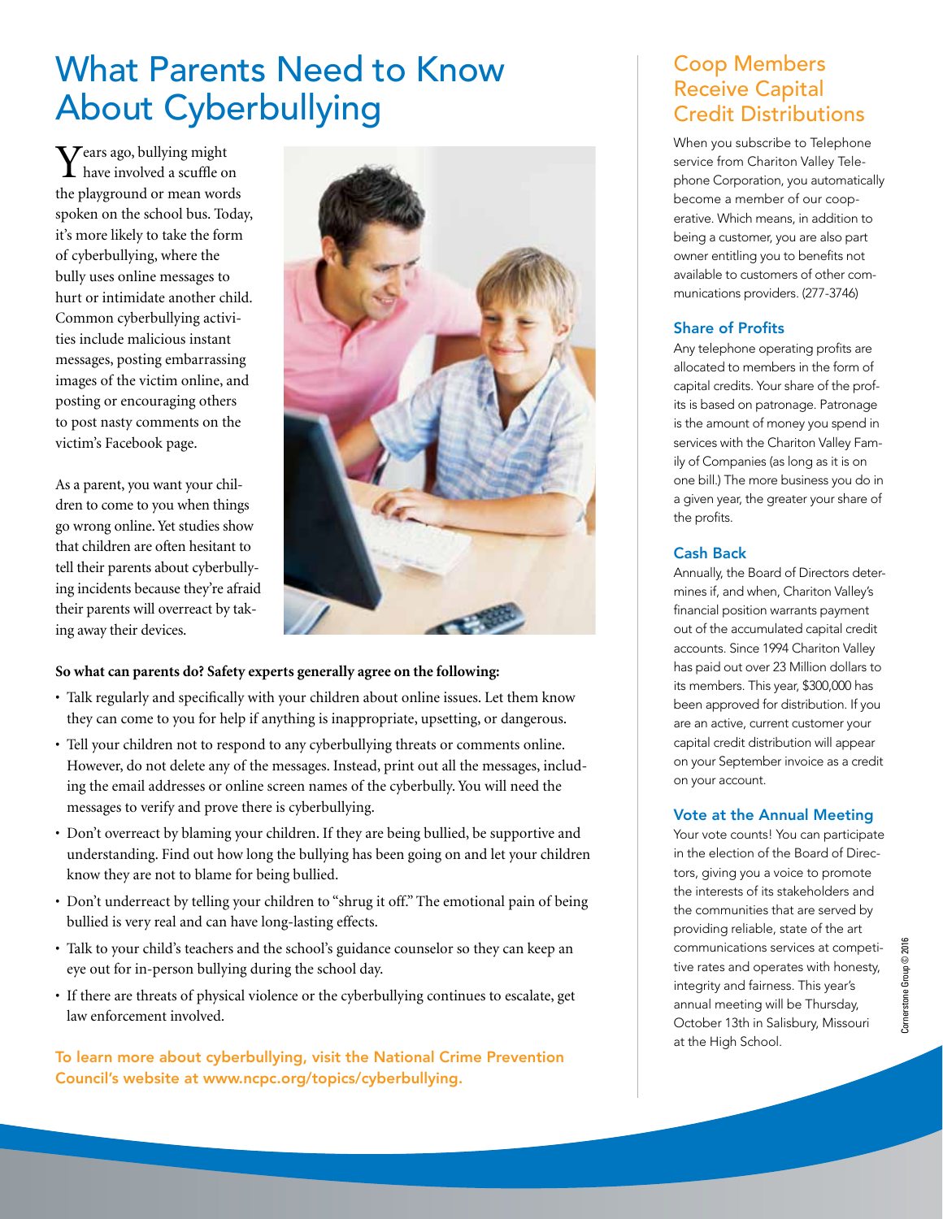# What Parents Need to Know About Cyberbullying

Years ago, bullying might have involved a scuffle on the playground or mean words spoken on the school bus. Today, it's more likely to take the form of cyberbullying, where the bully uses online messages to hurt or intimidate another child. Common cyberbullying activities include malicious instant messages, posting embarrassing images of the victim online, and posting or encouraging others to post nasty comments on the victim's Facebook page.

As a parent, you want your children to come to you when things go wrong online. Yet studies show that children are often hesitant to tell their parents about cyberbullying incidents because they're afraid their parents will overreact by taking away their devices.

**So what can parents do? Safety experts generally agree on the following:**

- Talk regularly and specifically with your children about online issues. Let them know they can come to you for help if anything is inappropriate, upsetting, or dangerous.
- Tell your children not to respond to any cyberbullying threats or comments online. However, do not delete any of the messages. Instead, print out all the messages, including the email addresses or online screen names of the cyberbully. You will need the messages to verify and prove there is cyberbullying.
- Don't overreact by blaming your children. If they are being bullied, be supportive and understanding. Find out how long the bullying has been going on and let your children know they are not to blame for being bullied.
- Don't underreact by telling your children to "shrug it off." The emotional pain of being bullied is very real and can have long-lasting effects.
- Talk to your child's teachers and the school's guidance counselor so they can keep an eye out for in-person bullying during the school day.
- If there are threats of physical violence or the cyberbullying continues to escalate, get law enforcement involved.

To learn more about cyberbullying, visit the National Crime Prevention Council's website at www.ncpc.org/topics/cyberbullying.

## Coop Members Receive Capital Credit Distributions

When you subscribe to Telephone service from Chariton Valley Telephone Corporation, you automatically become a member of our cooperative. Which means, in addition to being a customer, you are also part owner entitling you to benefits not available to customers of other communications providers. (277-3746)

### Share of Profits

Any telephone operating profits are allocated to members in the form of capital credits. Your share of the profits is based on patronage. Patronage is the amount of money you spend in services with the Chariton Valley Family of Companies (as long as it is on one bill.) The more business you do in a given year, the greater your share of the profits.

### Cash Back

Annually, the Board of Directors determines if, and when, Chariton Valley's financial position warrants payment out of the accumulated capital credit accounts. Since 1994 Chariton Valley has paid out over 23 Million dollars to its members. This year, $300,000 has been approved for distribution. If you are an active, current customer your capital credit distribution will appear on your September invoice as a credit on your account.

### Vote at the Annual Meeting

Your vote counts! You can participate in the election of the Board of Directors, giving you a voice to promote the interests of its stakeholders and the communities that are served by providing reliable, state of the art communications services at competitive rates and operates with honesty, integrity and fairness. This year's annual meeting will be Thursday, October 13th in Salisbury, Missouri at the High School.

Cornerstone Group © 2016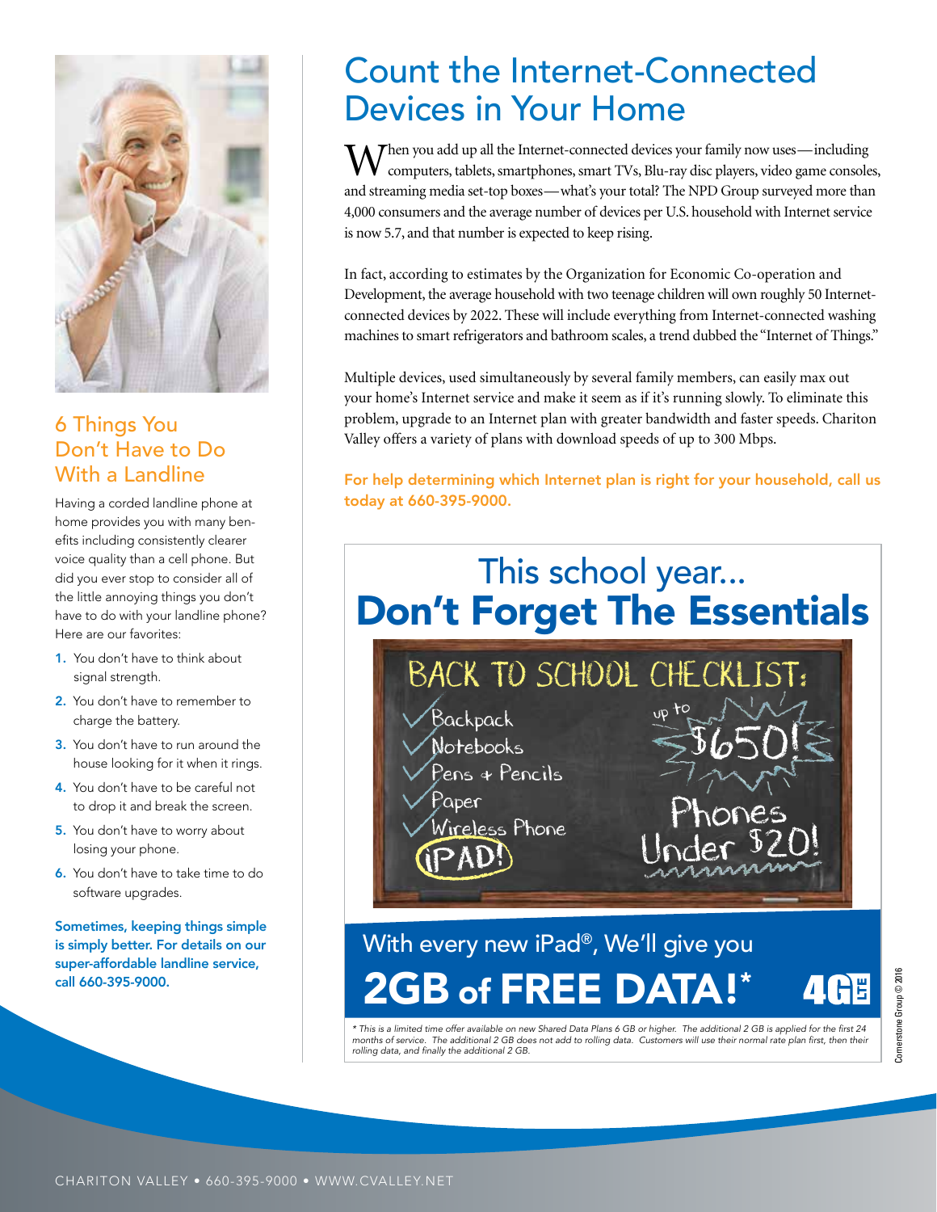## 6 Things You Don't Have to Do With a Landline

Having a corded landline phone at home provides you with many benefits including consistently clearer voice quality than a cell phone. But did you ever stop to consider all of the little annoying things you don't have to do with your landline phone? Here are our favorites:

1. You don't have to think about signal strength.
2. You don't have to remember to charge the battery.
3. You don't have to run around the house looking for it when it rings.
4. You don't have to be careful not to drop it and break the screen.
5. You don't have to worry about losing your phone.
6. You don't have to take time to do software upgrades.

**Sometimes, keeping things simple is simply better. For details on our super-affordable landline service, call 660-395-9000.**

# Count the Internet-Connected Devices in Your Home

When you add up all the Internet-connected devices your family now uses—including computers, tablets, smartphones, smart TVs, Blu-ray disc players, video game consoles, and streaming media set-top boxes—what's your total? The NPD Group surveyed more than 4,000 consumers and the average number of devices per U.S. household with Internet service is now 5.7, and that number is expected to keep rising.

In fact, according to estimates by the Organization for Economic Co-operation and Development, the average household with two teenage children will own roughly 50 Internet-connected devices by 2022. These will include everything from Internet-connected washing machines to smart refrigerators and bathroom scales, a trend dubbed the "Internet of Things."

Multiple devices, used simultaneously by several family members, can easily max out your home's Internet service and make it seem as if it's running slowly. To eliminate this problem, upgrade to an Internet plan with greater bandwidth and faster speeds. Chariton Valley offers a variety of plans with download speeds of up to 300 Mbps.

**For help determining which Internet plan is right for your household, call us today at 660-395-9000.**

## This school year... Don't Forget The Essentials

BACK TO SCHOOL CHECKLIST:

- Backpack
- Notebooks
- Pens + Pencils
- Paper
- Wireless Phone
- iPAD!

up to $650!

Phones Under $20!

With every new iPad®, We'll give you

**2GB of FREE DATA!*** 4G LTE

*\* This is a limited time offer available on new Shared Data Plans 6 GB or higher. The additional 2 GB is applied for the first 24 months of service. The additional 2 GB does not add to rolling data. Customers will use their normal rate plan first, then their rolling data, and finally the additional 2 GB.*

Cornerstone Group © 2016

CHARITON VALLEY • 660-395-9000 • WWW.CVALLEY.NET